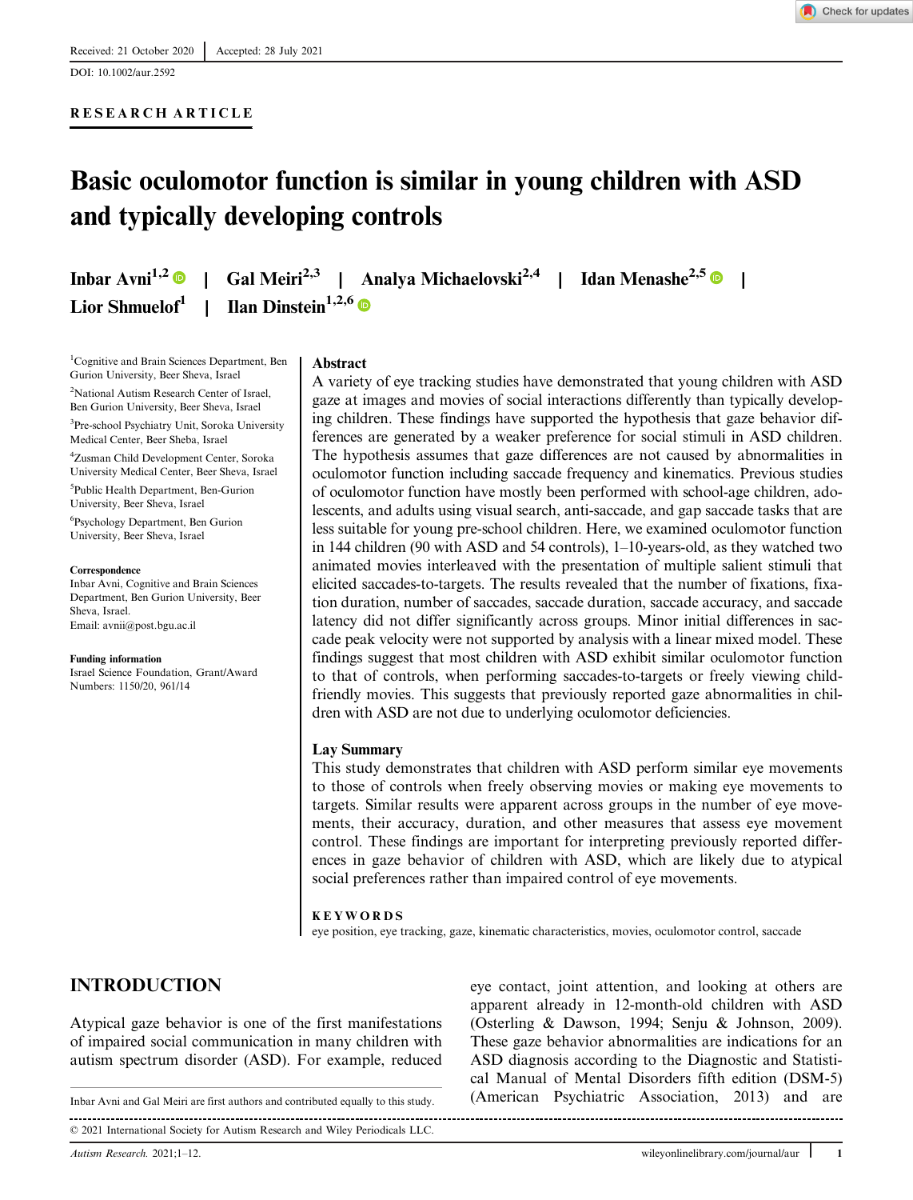Received: 21 October 2020 | Accepted: 28 July 2021

DOI: 10.1002/aur.2592

RESEARCH ARTICLE

# Basic oculomotor function is similar in young children with ASD and typically developing controls

Inbar Avni[1,2] | Gal Meiri[2,3] | Analya Michaelovski[2,4] | Idan Menashe[2,5] | Lior Shmuelof[1] | Ilan Dinstein[1,2,6]

[1]Cognitive and Brain Sciences Department, Ben Gurion University, Beer Sheva, Israel

[2]National Autism Research Center of Israel, Ben Gurion University, Beer Sheva, Israel

[3]Pre-school Psychiatry Unit, Soroka University Medical Center, Beer Sheba, Israel

[4]Zusman Child Development Center, Soroka University Medical Center, Beer Sheva, Israel

[5]Public Health Department, Ben-Gurion University, Beer Sheva, Israel

[6]Psychology Department, Ben Gurion University, Beer Sheva, Israel

**Correspondence**

Inbar Avni, Cognitive and Brain Sciences Department, Ben Gurion University, Beer Sheva, Israel.
Email: avnii@post.bgu.ac.il

**Funding information**

Israel Science Foundation, Grant/Award Numbers: 1150/20, 961/14

## Abstract

A variety of eye tracking studies have demonstrated that young children with ASD gaze at images and movies of social interactions differently than typically developing children. These findings have supported the hypothesis that gaze behavior differences are generated by a weaker preference for social stimuli in ASD children. The hypothesis assumes that gaze differences are not caused by abnormalities in oculomotor function including saccade frequency and kinematics. Previous studies of oculomotor function have mostly been performed with school-age children, adolescents, and adults using visual search, anti-saccade, and gap saccade tasks that are less suitable for young pre-school children. Here, we examined oculomotor function in 144 children (90 with ASD and 54 controls), 1–10-years-old, as they watched two animated movies interleaved with the presentation of multiple salient stimuli that elicited saccades-to-targets. The results revealed that the number of fixations, fixation duration, number of saccades, saccade duration, saccade accuracy, and saccade latency did not differ significantly across groups. Minor initial differences in saccade peak velocity were not supported by analysis with a linear mixed model. These findings suggest that most children with ASD exhibit similar oculomotor function to that of controls, when performing saccades-to-targets or freely viewing child-friendly movies. This suggests that previously reported gaze abnormalities in children with ASD are not due to underlying oculomotor deficiencies.

## Lay Summary

This study demonstrates that children with ASD perform similar eye movements to those of controls when freely observing movies or making eye movements to targets. Similar results were apparent across groups in the number of eye movements, their accuracy, duration, and other measures that assess eye movement control. These findings are important for interpreting previously reported differences in gaze behavior of children with ASD, which are likely due to atypical social preferences rather than impaired control of eye movements.

**KEYWORDS**

eye position, eye tracking, gaze, kinematic characteristics, movies, oculomotor control, saccade

## INTRODUCTION

Atypical gaze behavior is one of the first manifestations of impaired social communication in many children with autism spectrum disorder (ASD). For example, reduced eye contact, joint attention, and looking at others are apparent already in 12-month-old children with ASD (Osterling & Dawson, 1994; Senju & Johnson, 2009). These gaze behavior abnormalities are indications for an ASD diagnosis according to the Diagnostic and Statistical Manual of Mental Disorders fifth edition (DSM-5) (American Psychiatric Association, 2013) and are

Inbar Avni and Gal Meiri are first authors and contributed equally to this study.

© 2021 International Society for Autism Research and Wiley Periodicals LLC.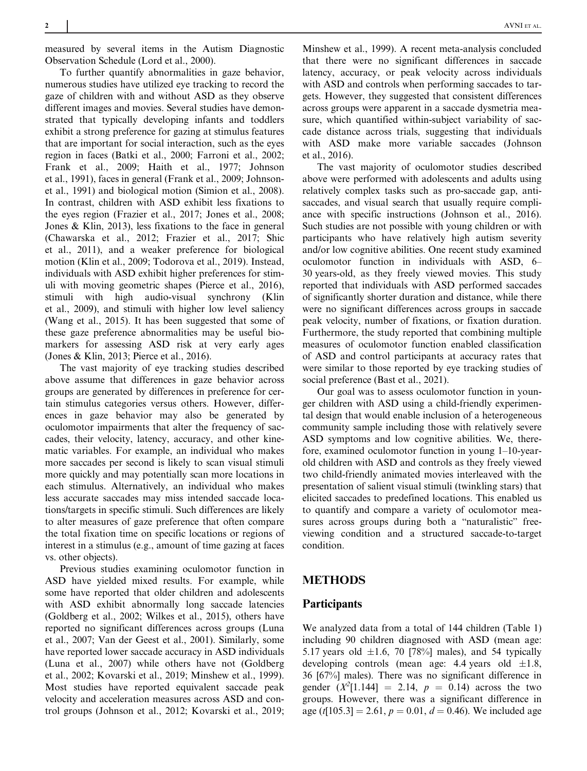measured by several items in the Autism Diagnostic Observation Schedule (Lord et al., 2000).

To further quantify abnormalities in gaze behavior, numerous studies have utilized eye tracking to record the gaze of children with and without ASD as they observe different images and movies. Several studies have demonstrated that typically developing infants and toddlers exhibit a strong preference for gazing at stimulus features that are important for social interaction, such as the eyes region in faces (Batki et al., 2000; Farroni et al., 2002; Frank et al., 2009; Haith et al., 1977; Johnson et al., 1991), faces in general (Frank et al., 2009; Johnson-et al., 1991) and biological motion (Simion et al., 2008). In contrast, children with ASD exhibit less fixations to the eyes region (Frazier et al., 2017; Jones et al., 2008; Jones & Klin, 2013), less fixations to the face in general (Chawarska et al., 2012; Frazier et al., 2017; Shic et al., 2011), and a weaker preference for biological motion (Klin et al., 2009; Todorova et al., 2019). Instead, individuals with ASD exhibit higher preferences for stimuli with moving geometric shapes (Pierce et al., 2016), stimuli with high audio-visual synchrony (Klin et al., 2009), and stimuli with higher low level saliency (Wang et al., 2015). It has been suggested that some of these gaze preference abnormalities may be useful biomarkers for assessing ASD risk at very early ages (Jones & Klin, 2013; Pierce et al., 2016).

The vast majority of eye tracking studies described above assume that differences in gaze behavior across groups are generated by differences in preference for certain stimulus categories versus others. However, differences in gaze behavior may also be generated by oculomotor impairments that alter the frequency of saccades, their velocity, latency, accuracy, and other kinematic variables. For example, an individual who makes more saccades per second is likely to scan visual stimuli more quickly and may potentially scan more locations in each stimulus. Alternatively, an individual who makes less accurate saccades may miss intended saccade locations/targets in specific stimuli. Such differences are likely to alter measures of gaze preference that often compare the total fixation time on specific locations or regions of interest in a stimulus (e.g., amount of time gazing at faces vs. other objects).

Previous studies examining oculomotor function in ASD have yielded mixed results. For example, while some have reported that older children and adolescents with ASD exhibit abnormally long saccade latencies (Goldberg et al., 2002; Wilkes et al., 2015), others have reported no significant differences across groups (Luna et al., 2007; Van der Geest et al., 2001). Similarly, some have reported lower saccade accuracy in ASD individuals (Luna et al., 2007) while others have not (Goldberg et al., 2002; Kovarski et al., 2019; Minshew et al., 1999). Most studies have reported equivalent saccade peak velocity and acceleration measures across ASD and control groups (Johnson et al., 2012; Kovarski et al., 2019; Minshew et al., 1999). A recent meta-analysis concluded that there were no significant differences in saccade latency, accuracy, or peak velocity across individuals with ASD and controls when performing saccades to targets. However, they suggested that consistent differences across groups were apparent in a saccade dysmetria measure, which quantified within-subject variability of saccade distance across trials, suggesting that individuals with ASD make more variable saccades (Johnson et al., 2016).

The vast majority of oculomotor studies described above were performed with adolescents and adults using relatively complex tasks such as pro-saccade gap, anti-saccades, and visual search that usually require compliance with specific instructions (Johnson et al., 2016). Such studies are not possible with young children or with participants who have relatively high autism severity and/or low cognitive abilities. One recent study examined oculomotor function in individuals with ASD, 6–30 years-old, as they freely viewed movies. This study reported that individuals with ASD performed saccades of significantly shorter duration and distance, while there were no significant differences across groups in saccade peak velocity, number of fixations, or fixation duration. Furthermore, the study reported that combining multiple measures of oculomotor function enabled classification of ASD and control participants at accuracy rates that were similar to those reported by eye tracking studies of social preference (Bast et al., 2021).

Our goal was to assess oculomotor function in younger children with ASD using a child-friendly experimental design that would enable inclusion of a heterogeneous community sample including those with relatively severe ASD symptoms and low cognitive abilities. We, therefore, examined oculomotor function in young 1–10-year-old children with ASD and controls as they freely viewed two child-friendly animated movies interleaved with the presentation of salient visual stimuli (twinkling stars) that elicited saccades to predefined locations. This enabled us to quantify and compare a variety of oculomotor measures across groups during both a "naturalistic" free-viewing condition and a structured saccade-to-target condition.

# METHODS

## Participants

We analyzed data from a total of 144 children (Table 1) including 90 children diagnosed with ASD (mean age: 5.17 years old ±1.6, 70 [78%] males), and 54 typically developing controls (mean age: 4.4 years old ±1.8, 36 [67%] males). There was no significant difference in gender ($X^2[1.144] = 2.14$, $p = 0.14$) across the two groups. However, there was a significant difference in age ($t[105.3] = 2.61$, $p = 0.01$, $d = 0.46$). We included age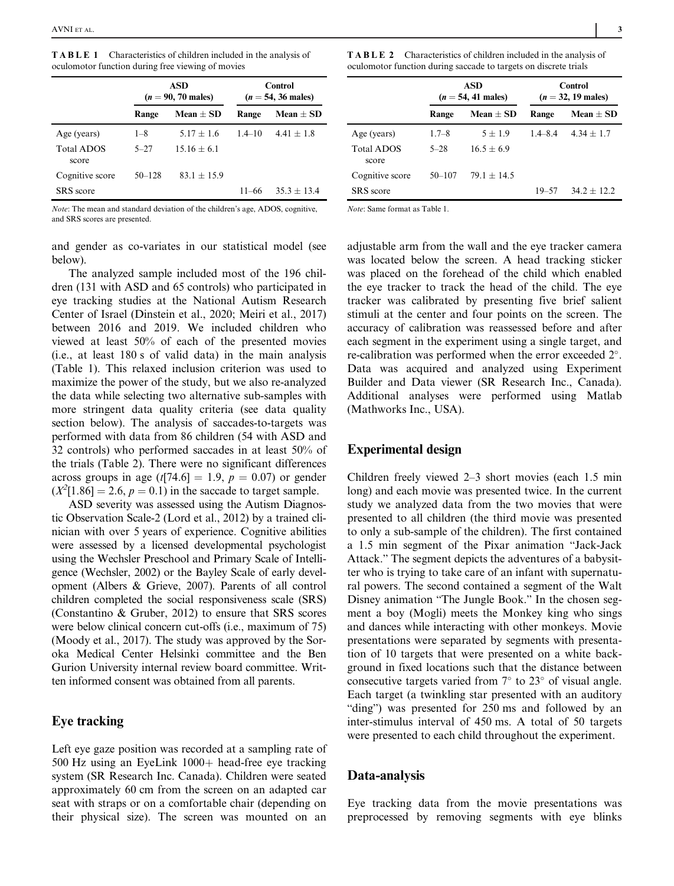**TABLE 1** Characteristics of children included in the analysis of oculomotor function during free viewing of movies

| | ASD ($n = 90$, 70 males) | | Control ($n = 54$, 36 males) | |
|---|---|---|---|---|
| | Range | Mean ± SD | Range | Mean ± SD |
| Age (years) | 1–8 | 5.17 ± 1.6 | 1.4–10 | 4.41 ± 1.8 |
| Total ADOS score | 5–27 | 15.16 ± 6.1 | | |
| Cognitive score | 50–128 | 83.1 ± 15.9 | | |
| SRS score | | | 11–66 | 35.3 ± 13.4 |

*Note*: The mean and standard deviation of the children's age, ADOS, cognitive, and SRS scores are presented.

**TABLE 2** Characteristics of children included in the analysis of oculomotor function during saccade to targets on discrete trials

| | ASD ($n = 54$, 41 males) | | Control ($n = 32$, 19 males) | |
|---|---|---|---|---|
| | Range | Mean ± SD | Range | Mean ± SD |
| Age (years) | 1.7–8 | 5 ± 1.9 | 1.4–8.4 | 4.34 ± 1.7 |
| Total ADOS score | 5–28 | 16.5 ± 6.9 | | |
| Cognitive score | 50–107 | 79.1 ± 14.5 | | |
| SRS score | | | 19–57 | 34.2 ± 12.2 |

*Note*: Same format as Table 1.

and gender as co-variates in our statistical model (see below).

The analyzed sample included most of the 196 children (131 with ASD and 65 controls) who participated in eye tracking studies at the National Autism Research Center of Israel (Dinstein et al., 2020; Meiri et al., 2017) between 2016 and 2019. We included children who viewed at least 50% of each of the presented movies (i.e., at least 180 s of valid data) in the main analysis (Table 1). This relaxed inclusion criterion was used to maximize the power of the study, but we also re-analyzed the data while selecting two alternative sub-samples with more stringent data quality criteria (see data quality section below). The analysis of saccades-to-targets was performed with data from 86 children (54 with ASD and 32 controls) who performed saccades in at least 50% of the trials (Table 2). There were no significant differences across groups in age ($t[74.6] = 1.9$, $p = 0.07$) or gender ($X^2[1.86] = 2.6$, $p = 0.1$) in the saccade to target sample.

ASD severity was assessed using the Autism Diagnostic Observation Scale-2 (Lord et al., 2012) by a trained clinician with over 5 years of experience. Cognitive abilities were assessed by a licensed developmental psychologist using the Wechsler Preschool and Primary Scale of Intelligence (Wechsler, 2002) or the Bayley Scale of early development (Albers & Grieve, 2007). Parents of all control children completed the social responsiveness scale (SRS) (Constantino & Gruber, 2012) to ensure that SRS scores were below clinical concern cut-offs (i.e., maximum of 75) (Moody et al., 2017). The study was approved by the Soroka Medical Center Helsinki committee and the Ben Gurion University internal review board committee. Written informed consent was obtained from all parents.

## Eye tracking

Left eye gaze position was recorded at a sampling rate of 500 Hz using an EyeLink 1000+ head-free eye tracking system (SR Research Inc. Canada). Children were seated approximately 60 cm from the screen on an adapted car seat with straps or on a comfortable chair (depending on their physical size). The screen was mounted on an adjustable arm from the wall and the eye tracker camera was located below the screen. A head tracking sticker was placed on the forehead of the child which enabled the eye tracker to track the head of the child. The eye tracker was calibrated by presenting five brief salient stimuli at the center and four points on the screen. The accuracy of calibration was reassessed before and after each segment in the experiment using a single target, and re-calibration was performed when the error exceeded 2°. Data was acquired and analyzed using Experiment Builder and Data viewer (SR Research Inc., Canada). Additional analyses were performed using Matlab (Mathworks Inc., USA).

## Experimental design

Children freely viewed 2–3 short movies (each 1.5 min long) and each movie was presented twice. In the current study we analyzed data from the two movies that were presented to all children (the third movie was presented to only a sub-sample of the children). The first contained a 1.5 min segment of the Pixar animation "Jack-Jack Attack." The segment depicts the adventures of a babysitter who is trying to take care of an infant with supernatural powers. The second contained a segment of the Walt Disney animation "The Jungle Book." In the chosen segment a boy (Mogli) meets the Monkey king who sings and dances while interacting with other monkeys. Movie presentations were separated by segments with presentation of 10 targets that were presented on a white background in fixed locations such that the distance between consecutive targets varied from 7° to 23° of visual angle. Each target (a twinkling star presented with an auditory "ding") was presented for 250 ms and followed by an inter-stimulus interval of 450 ms. A total of 50 targets were presented to each child throughout the experiment.

## Data-analysis

Eye tracking data from the movie presentations was preprocessed by removing segments with eye blinks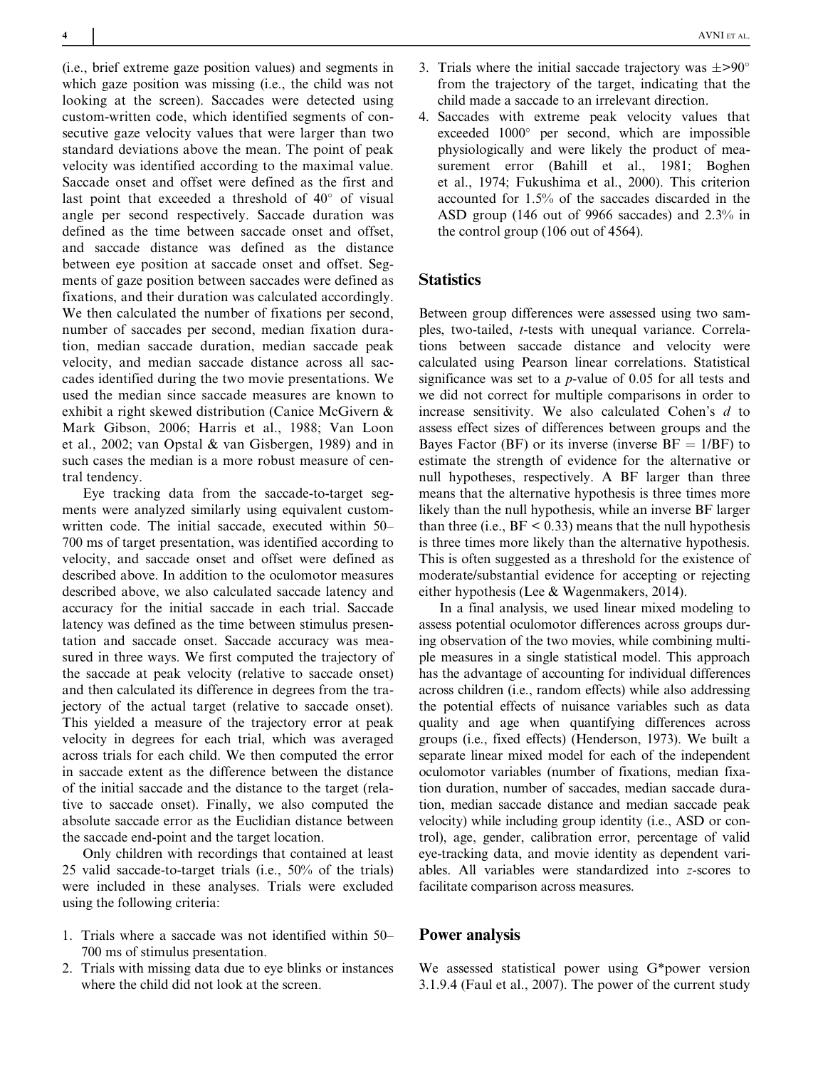(i.e., brief extreme gaze position values) and segments in which gaze position was missing (i.e., the child was not looking at the screen). Saccades were detected using custom-written code, which identified segments of consecutive gaze velocity values that were larger than two standard deviations above the mean. The point of peak velocity was identified according to the maximal value. Saccade onset and offset were defined as the first and last point that exceeded a threshold of 40° of visual angle per second respectively. Saccade duration was defined as the time between saccade onset and offset, and saccade distance was defined as the distance between eye position at saccade onset and offset. Segments of gaze position between saccades were defined as fixations, and their duration was calculated accordingly. We then calculated the number of fixations per second, number of saccades per second, median fixation duration, median saccade duration, median saccade peak velocity, and median saccade distance across all saccades identified during the two movie presentations. We used the median since saccade measures are known to exhibit a right skewed distribution (Canice McGivern & Mark Gibson, 2006; Harris et al., 1988; Van Loon et al., 2002; van Opstal & van Gisbergen, 1989) and in such cases the median is a more robust measure of central tendency.

Eye tracking data from the saccade-to-target segments were analyzed similarly using equivalent custom-written code. The initial saccade, executed within 50–700 ms of target presentation, was identified according to velocity, and saccade onset and offset were defined as described above. In addition to the oculomotor measures described above, we also calculated saccade latency and accuracy for the initial saccade in each trial. Saccade latency was defined as the time between stimulus presentation and saccade onset. Saccade accuracy was measured in three ways. We first computed the trajectory of the saccade at peak velocity (relative to saccade onset) and then calculated its difference in degrees from the trajectory of the actual target (relative to saccade onset). This yielded a measure of the trajectory error at peak velocity in degrees for each trial, which was averaged across trials for each child. We then computed the error in saccade extent as the difference between the distance of the initial saccade and the distance to the target (relative to saccade onset). Finally, we also computed the absolute saccade error as the Euclidian distance between the saccade end-point and the target location.

Only children with recordings that contained at least 25 valid saccade-to-target trials (i.e., 50% of the trials) were included in these analyses. Trials were excluded using the following criteria:

1. Trials where a saccade was not identified within 50–700 ms of stimulus presentation.
2. Trials with missing data due to eye blinks or instances where the child did not look at the screen.
3. Trials where the initial saccade trajectory was ±>90° from the trajectory of the target, indicating that the child made a saccade to an irrelevant direction.
4. Saccades with extreme peak velocity values that exceeded 1000° per second, which are impossible physiologically and were likely the product of measurement error (Bahill et al., 1981; Boghen et al., 1974; Fukushima et al., 2000). This criterion accounted for 1.5% of the saccades discarded in the ASD group (146 out of 9966 saccades) and 2.3% in the control group (106 out of 4564).

## Statistics

Between group differences were assessed using two samples, two-tailed, *t*-tests with unequal variance. Correlations between saccade distance and velocity were calculated using Pearson linear correlations. Statistical significance was set to a *p*-value of 0.05 for all tests and we did not correct for multiple comparisons in order to increase sensitivity. We also calculated Cohen's *d* to assess effect sizes of differences between groups and the Bayes Factor (BF) or its inverse (inverse BF = 1/BF) to estimate the strength of evidence for the alternative or null hypotheses, respectively. A BF larger than three means that the alternative hypothesis is three times more likely than the null hypothesis, while an inverse BF larger than three (i.e., BF < 0.33) means that the null hypothesis is three times more likely than the alternative hypothesis. This is often suggested as a threshold for the existence of moderate/substantial evidence for accepting or rejecting either hypothesis (Lee & Wagenmakers, 2014).

In a final analysis, we used linear mixed modeling to assess potential oculomotor differences across groups during observation of the two movies, while combining multiple measures in a single statistical model. This approach has the advantage of accounting for individual differences across children (i.e., random effects) while also addressing the potential effects of nuisance variables such as data quality and age when quantifying differences across groups (i.e., fixed effects) (Henderson, 1973). We built a separate linear mixed model for each of the independent oculomotor variables (number of fixations, median fixation duration, number of saccades, median saccade duration, median saccade distance and median saccade peak velocity) while including group identity (i.e., ASD or control), age, gender, calibration error, percentage of valid eye-tracking data, and movie identity as dependent variables. All variables were standardized into *z*-scores to facilitate comparison across measures.

## Power analysis

We assessed statistical power using G*power version 3.1.9.4 (Faul et al., 2007). The power of the current study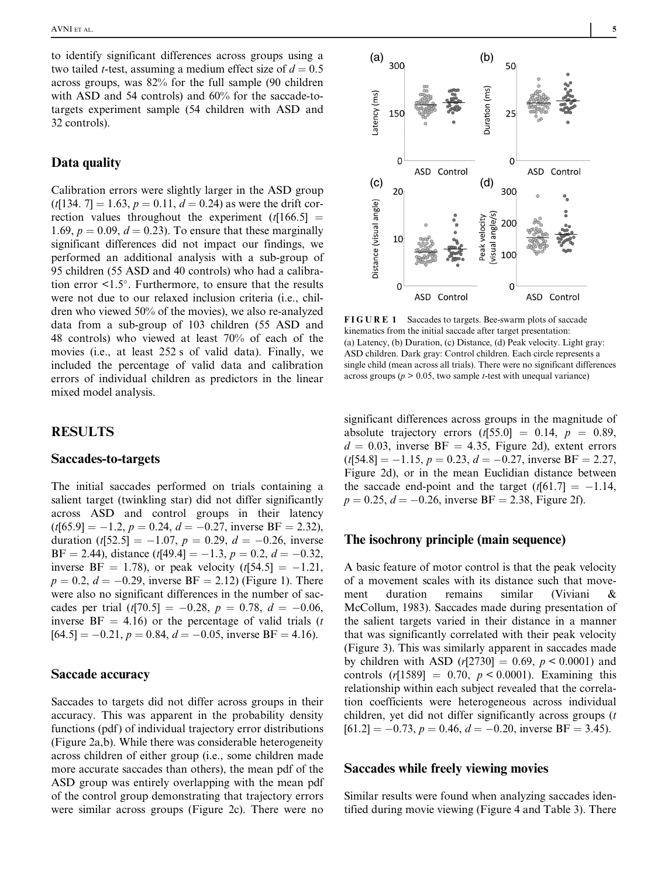to identify significant differences across groups using a two tailed *t*-test, assuming a medium effect size of $d = 0.5$ across groups, was 82% for the full sample (90 children with ASD and 54 controls) and 60% for the saccade-to-targets experiment sample (54 children with ASD and 32 controls).

## Data quality

Calibration errors were slightly larger in the ASD group ($t[134.7] = 1.63$, $p = 0.11$, $d = 0.24$) as were the drift correction values throughout the experiment ($t[166.5] = 1.69$, $p = 0.09$, $d = 0.23$). To ensure that these marginally significant differences did not impact our findings, we performed an additional analysis with a sub-group of 95 children (55 ASD and 40 controls) who had a calibration error <1.5°. Furthermore, to ensure that the results were not due to our relaxed inclusion criteria (i.e., children who viewed 50% of the movies), we also re-analyzed data from a sub-group of 103 children (55 ASD and 48 controls) who viewed at least 70% of each of the movies (i.e., at least 252 s of valid data). Finally, we included the percentage of valid data and calibration errors of individual children as predictors in the linear mixed model analysis.

# RESULTS

## Saccades-to-targets

The initial saccades performed on trials containing a salient target (twinkling star) did not differ significantly across ASD and control groups in their latency ($t[65.9] = -1.2$, $p = 0.24$, $d = -0.27$, inverse BF $= 2.32$), duration ($t[52.5] = -1.07$, $p = 0.29$, $d = -0.26$, inverse BF $= 2.44$), distance ($t[49.4] = -1.3$, $p = 0.2$, $d = -0.32$, inverse BF $= 1.78$), or peak velocity ($t[54.5] = -1.21$, $p = 0.2$, $d = -0.29$, inverse BF $= 2.12$) (Figure 1). There were also no significant differences in the number of saccades per trial ($t[70.5] = -0.28$, $p = 0.78$, $d = -0.06$, inverse BF $= 4.16$) or the percentage of valid trials ($t[64.5] = -0.21$, $p = 0.84$, $d = -0.05$, inverse BF $= 4.16$).

## Saccade accuracy

Saccades to targets did not differ across groups in their accuracy. This was apparent in the probability density functions (pdf) of individual trajectory error distributions (Figure 2a,b). While there was considerable heterogeneity across children of either group (i.e., some children made more accurate saccades than others), the mean pdf of the ASD group was entirely overlapping with the mean pdf of the control group demonstrating that trajectory errors were similar across groups (Figure 2c). There were no significant differences across groups in the magnitude of absolute trajectory errors ($t[55.0] = 0.14$, $p = 0.89$, $d = 0.03$, inverse BF $= 4.35$, Figure 2d), extent errors ($t[54.8] = -1.15$, $p = 0.23$, $d = -0.27$, inverse BF $= 2.27$, Figure 2d), or in the mean Euclidian distance between the saccade end-point and the target ($t[61.7] = -1.14$, $p = 0.25$, $d = -0.26$, inverse BF $= 2.38$, Figure 2f).

**FIGURE 1** Saccades to targets. Bee-swarm plots of saccade kinematics from the initial saccade after target presentation: (a) Latency, (b) Duration, (c) Distance, (d) Peak velocity. Light gray: ASD children. Dark gray: Control children. Each circle represents a single child (mean across all trials). There were no significant differences across groups ($p > 0.05$, two sample *t*-test with unequal variance)

## The isochrony principle (main sequence)

A basic feature of motor control is that the peak velocity of a movement scales with its distance such that movement duration remains similar (Viviani & McCollum, 1983). Saccades made during presentation of the salient targets varied in their distance in a manner that was significantly correlated with their peak velocity (Figure 3). This was similarly apparent in saccades made by children with ASD ($r[2730] = 0.69$, $p < 0.0001$) and controls ($r[1589] = 0.70$, $p < 0.0001$). Examining this relationship within each subject revealed that the correlation coefficients were heterogeneous across individual children, yet did not differ significantly across groups ($t[61.2] = -0.73$, $p = 0.46$, $d = -0.20$, inverse BF $= 3.45$).

## Saccades while freely viewing movies

Similar results were found when analyzing saccades identified during movie viewing (Figure 4 and Table 3). There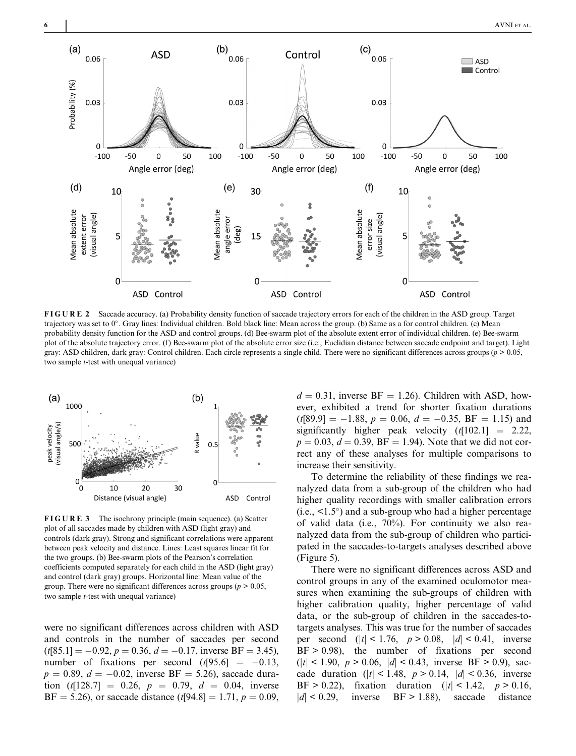FIGURE 2 Saccade accuracy. (a) Probability density function of saccade trajectory errors for each of the children in the ASD group. Target trajectory was set to 0°. Gray lines: Individual children. Bold black line: Mean across the group. (b) Same as a for control children. (c) Mean probability density function for the ASD and control groups. (d) Bee-swarm plot of the absolute extent error of individual children. (e) Bee-swarm plot of the absolute trajectory error. (f) Bee-swarm plot of the absolute error size (i.e., Euclidian distance between saccade endpoint and target). Light gray: ASD children, dark gray: Control children. Each circle represents a single child. There were no significant differences across groups ($p > 0.05$, two sample $t$-test with unequal variance)

FIGURE 3 The isochrony principle (main sequence). (a) Scatter plot of all saccades made by children with ASD (light gray) and controls (dark gray). Strong and significant correlations were apparent between peak velocity and distance. Lines: Least squares linear fit for the two groups. (b) Bee-swarm plots of the Pearson's correlation coefficients computed separately for each child in the ASD (light gray) and control (dark gray) groups. Horizontal line: Mean value of the group. There were no significant differences across groups ($p > 0.05$, two sample $t$-test with unequal variance)

were no significant differences across children with ASD and controls in the number of saccades per second ($t[85.1] = -0.92$, $p = 0.36$, $d = -0.17$, inverse BF = 3.45), number of fixations per second ($t[95.6] = -0.13$, $p = 0.89$, $d = -0.02$, inverse BF = 5.26), saccade duration ($t[128.7] = 0.26$, $p = 0.79$, $d = 0.04$, inverse BF = 5.26), or saccade distance ($t[94.8] = 1.71$, $p = 0.09$, $d = 0.31$, inverse BF = 1.26). Children with ASD, however, exhibited a trend for shorter fixation durations ($t[89.9] = -1.88$, $p = 0.06$, $d = -0.35$, BF = 1.15) and significantly higher peak velocity ($t[102.1] = 2.22$, $p = 0.03$, $d = 0.39$, BF = 1.94). Note that we did not correct any of these analyses for multiple comparisons to increase their sensitivity.

To determine the reliability of these findings we reanalyzed data from a sub-group of the children who had higher quality recordings with smaller calibration errors (i.e., <1.5°) and a sub-group who had a higher percentage of valid data (i.e., 70%). For continuity we also reanalyzed data from the sub-group of children who participated in the saccades-to-targets analyses described above (Figure 5).

There were no significant differences across ASD and control groups in any of the examined oculomotor measures when examining the sub-groups of children with higher calibration quality, higher percentage of valid data, or the sub-group of children in the saccades-to-targets analyses. This was true for the number of saccades per second ($|t| < 1.76$, $p > 0.08$, $|d| < 0.41$, inverse BF > 0.98), the number of fixations per second ($|t| < 1.90$, $p > 0.06$, $|d| < 0.43$, inverse BF > 0.9), saccade duration ($|t| < 1.48$, $p > 0.14$, $|d| < 0.36$, inverse BF > 0.22), fixation duration ($|t| < 1.42$, $p > 0.16$, $|d| < 0.29$, inverse BF > 1.88), saccade distance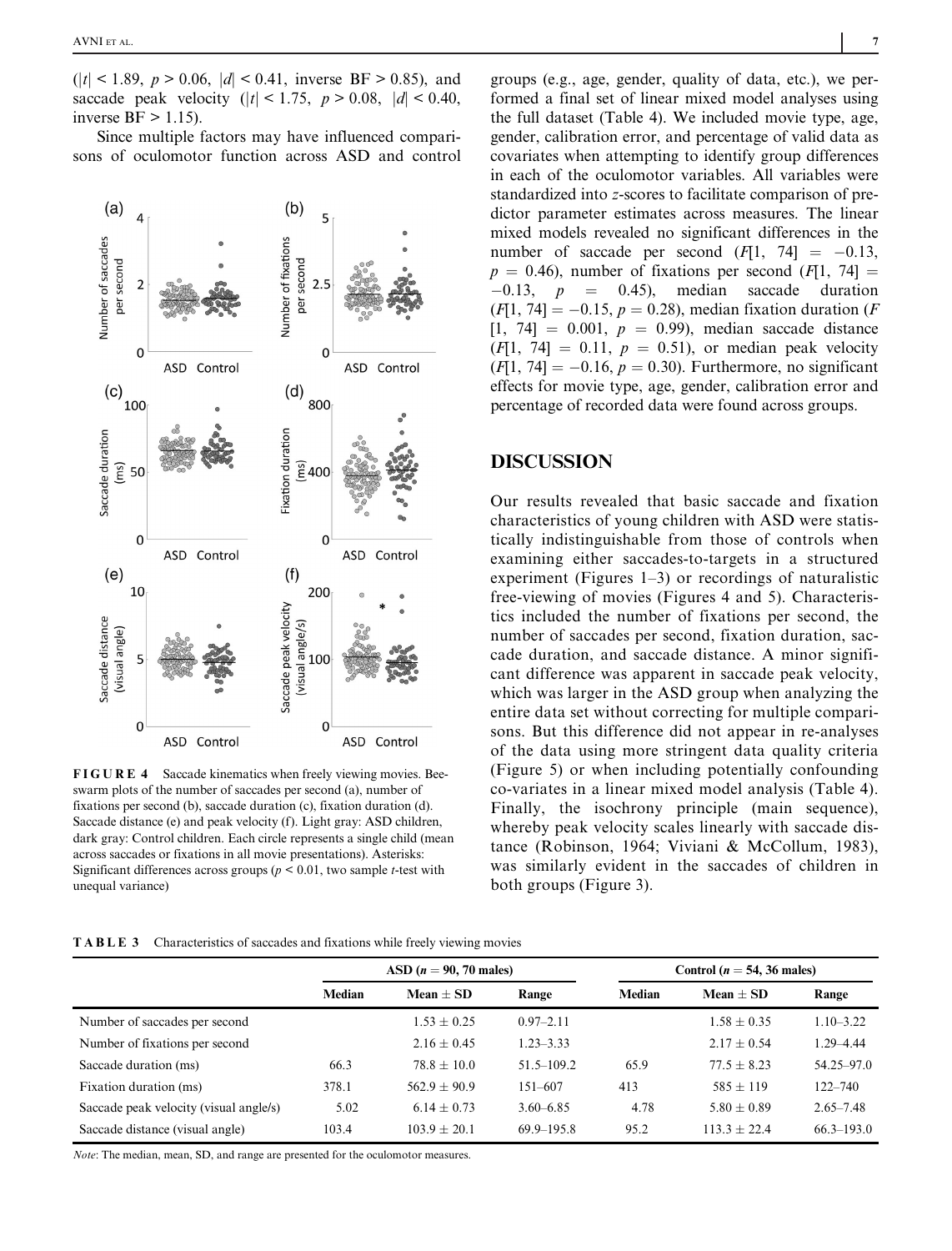($|t| < 1.89$, $p > 0.06$, $|d| < 0.41$, inverse BF > 0.85), and saccade peak velocity ($|t| < 1.75$, $p > 0.08$, $|d| < 0.40$, inverse BF > 1.15).

Since multiple factors may have influenced comparisons of oculomotor function across ASD and control groups (e.g., age, gender, quality of data, etc.), we performed a final set of linear mixed model analyses using the full dataset (Table 4). We included movie type, age, gender, calibration error, and percentage of valid data as covariates when attempting to identify group differences in each of the oculomotor variables. All variables were standardized into *z*-scores to facilitate comparison of predictor parameter estimates across measures. The linear mixed models revealed no significant differences in the number of saccade per second ($F[1, 74] = -0.13$, $p = 0.46$), number of fixations per second ($F[1, 74] = -0.13$, $p = 0.45$), median saccade duration ($F[1, 74] = -0.15$, $p = 0.28$), median fixation duration ($F[1, 74] = 0.001$, $p = 0.99$), median saccade distance ($F[1, 74] = 0.11$, $p = 0.51$), or median peak velocity ($F[1, 74] = -0.16$, $p = 0.30$). Furthermore, no significant effects for movie type, age, gender, calibration error and percentage of recorded data were found across groups.

**FIGURE 4** Saccade kinematics when freely viewing movies. Bee-swarm plots of the number of saccades per second (a), number of fixations per second (b), saccade duration (c), fixation duration (d). Saccade distance (e) and peak velocity (f). Light gray: ASD children, dark gray: Control children. Each circle represents a single child (mean across saccades or fixations in all movie presentations). Asterisks: Significant differences across groups ($p < 0.01$, two sample *t*-test with unequal variance)

## DISCUSSION

Our results revealed that basic saccade and fixation characteristics of young children with ASD were statistically indistinguishable from those of controls when examining either saccades-to-targets in a structured experiment (Figures 1–3) or recordings of naturalistic free-viewing of movies (Figures 4 and 5). Characteristics included the number of fixations per second, the number of saccades per second, fixation duration, saccade duration, and saccade distance. A minor significant difference was apparent in saccade peak velocity, which was larger in the ASD group when analyzing the entire data set without correcting for multiple comparisons. But this difference did not appear in re-analyses of the data using more stringent data quality criteria (Figure 5) or when including potentially confounding co-variates in a linear mixed model analysis (Table 4). Finally, the isochrony principle (main sequence), whereby peak velocity scales linearly with saccade distance (Robinson, 1964; Viviani & McCollum, 1983), was similarly evident in the saccades of children in both groups (Figure 3).

**TABLE 3** Characteristics of saccades and fixations while freely viewing movies

| | ASD ($n = 90$, 70 males) | | | Control ($n = 54$, 36 males) | | |
|---|---|---|---|---|---|---|
| | Median | Mean ± SD | Range | Median | Mean ± SD | Range |
| Number of saccades per second | | 1.53 ± 0.25 | 0.97–2.11 | | 1.58 ± 0.35 | 1.10–3.22 |
| Number of fixations per second | | 2.16 ± 0.45 | 1.23–3.33 | | 2.17 ± 0.54 | 1.29–4.44 |
| Saccade duration (ms) | 66.3 | 78.8 ± 10.0 | 51.5–109.2 | 65.9 | 77.5 ± 8.23 | 54.25–97.0 |
| Fixation duration (ms) | 378.1 | 562.9 ± 90.9 | 151–607 | 413 | 585 ± 119 | 122–740 |
| Saccade peak velocity (visual angle/s) | 5.02 | 6.14 ± 0.73 | 3.60–6.85 | 4.78 | 5.80 ± 0.89 | 2.65–7.48 |
| Saccade distance (visual angle) | 103.4 | 103.9 ± 20.1 | 69.9–195.8 | 95.2 | 113.3 ± 22.4 | 66.3–193.0 |

*Note*: The median, mean, SD, and range are presented for the oculomotor measures.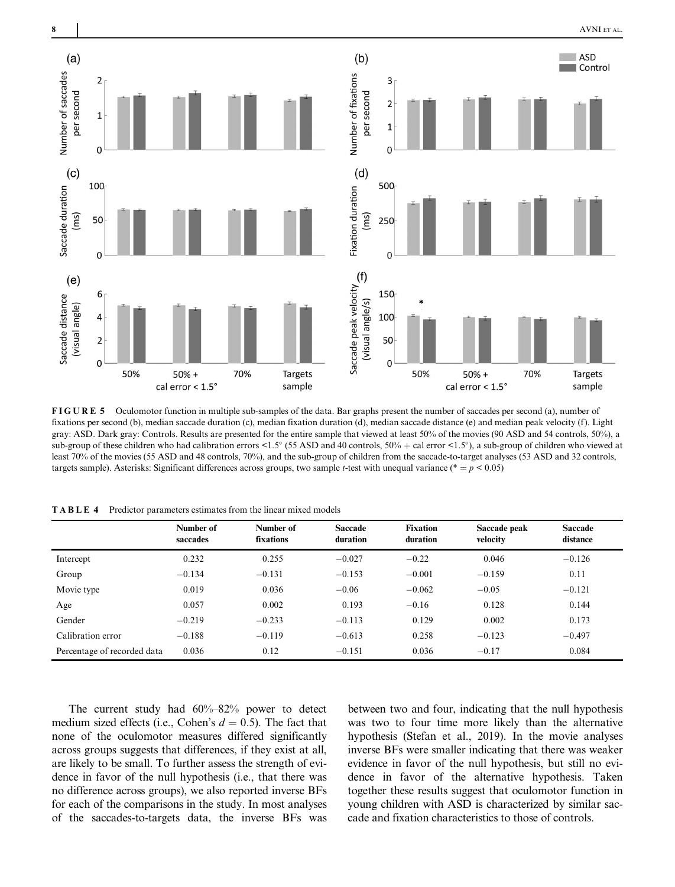**FIGURE 5** Oculomotor function in multiple sub-samples of the data. Bar graphs present the number of saccades per second (a), number of fixations per second (b), median saccade duration (c), median fixation duration (d), median saccade distance (e) and median peak velocity (f). Light gray: ASD. Dark gray: Controls. Results are presented for the entire sample that viewed at least 50% of the movies (90 ASD and 54 controls, 50%), a sub-group of these children who had calibration errors <1.5° (55 ASD and 40 controls, 50% + cal error <1.5°), a sub-group of children who viewed at least 70% of the movies (55 ASD and 48 controls, 70%), and the sub-group of children from the saccade-to-target analyses (53 ASD and 32 controls, targets sample). Asterisks: Significant differences across groups, two sample *t*-test with unequal variance (* = $p < 0.05$)

**TABLE 4** Predictor parameters estimates from the linear mixed models

| | Number of saccades | Number of fixations | Saccade duration | Fixation duration | Saccade peak velocity | Saccade distance |
|---|---|---|---|---|---|---|
| Intercept | 0.232 | 0.255 | −0.027 | −0.22 | 0.046 | −0.126 |
| Group | −0.134 | −0.131 | −0.153 | −0.001 | −0.159 | 0.11 |
| Movie type | 0.019 | 0.036 | −0.06 | −0.062 | −0.05 | −0.121 |
| Age | 0.057 | 0.002 | 0.193 | −0.16 | 0.128 | 0.144 |
| Gender | −0.219 | −0.233 | −0.113 | 0.129 | 0.002 | 0.173 |
| Calibration error | −0.188 | −0.119 | −0.613 | 0.258 | −0.123 | −0.497 |
| Percentage of recorded data | 0.036 | 0.12 | −0.151 | 0.036 | −0.17 | 0.084 |

The current study had 60%–82% power to detect medium sized effects (i.e., Cohen's $d = 0.5$). The fact that none of the oculomotor measures differed significantly across groups suggests that differences, if they exist at all, are likely to be small. To further assess the strength of evidence in favor of the null hypothesis (i.e., that there was no difference across groups), we also reported inverse BFs for each of the comparisons in the study. In most analyses of the saccades-to-targets data, the inverse BFs was between two and four, indicating that the null hypothesis was two to four time more likely than the alternative hypothesis (Stefan et al., 2019). In the movie analyses inverse BFs were smaller indicating that there was weaker evidence in favor of the null hypothesis, but still no evidence in favor of the alternative hypothesis. Taken together these results suggest that oculomotor function in young children with ASD is characterized by similar saccade and fixation characteristics to those of controls.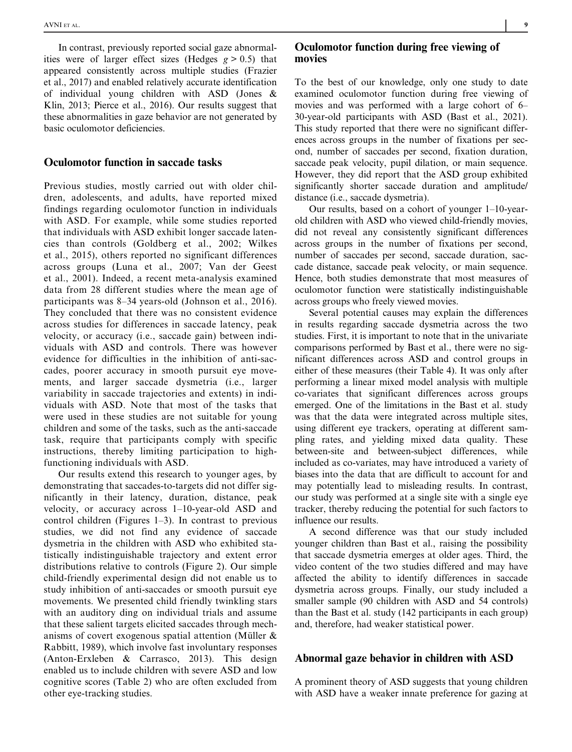In contrast, previously reported social gaze abnormalities were of larger effect sizes (Hedges $g > 0.5$) that appeared consistently across multiple studies (Frazier et al., 2017) and enabled relatively accurate identification of individual young children with ASD (Jones & Klin, 2013; Pierce et al., 2016). Our results suggest that these abnormalities in gaze behavior are not generated by basic oculomotor deficiencies.

## Oculomotor function in saccade tasks

Previous studies, mostly carried out with older children, adolescents, and adults, have reported mixed findings regarding oculomotor function in individuals with ASD. For example, while some studies reported that individuals with ASD exhibit longer saccade latencies than controls (Goldberg et al., 2002; Wilkes et al., 2015), others reported no significant differences across groups (Luna et al., 2007; Van der Geest et al., 2001). Indeed, a recent meta-analysis examined data from 28 different studies where the mean age of participants was 8–34 years-old (Johnson et al., 2016). They concluded that there was no consistent evidence across studies for differences in saccade latency, peak velocity, or accuracy (i.e., saccade gain) between individuals with ASD and controls. There was however evidence for difficulties in the inhibition of anti-saccades, poorer accuracy in smooth pursuit eye movements, and larger saccade dysmetria (i.e., larger variability in saccade trajectories and extents) in individuals with ASD. Note that most of the tasks that were used in these studies are not suitable for young children and some of the tasks, such as the anti-saccade task, require that participants comply with specific instructions, thereby limiting participation to high-functioning individuals with ASD.

Our results extend this research to younger ages, by demonstrating that saccades-to-targets did not differ significantly in their latency, duration, distance, peak velocity, or accuracy across 1–10-year-old ASD and control children (Figures 1–3). In contrast to previous studies, we did not find any evidence of saccade dysmetria in the children with ASD who exhibited statistically indistinguishable trajectory and extent error distributions relative to controls (Figure 2). Our simple child-friendly experimental design did not enable us to study inhibition of anti-saccades or smooth pursuit eye movements. We presented child friendly twinkling stars with an auditory ding on individual trials and assume that these salient targets elicited saccades through mechanisms of covert exogenous spatial attention (Müller & Rabbitt, 1989), which involve fast involuntary responses (Anton-Erxleben & Carrasco, 2013). This design enabled us to include children with severe ASD and low cognitive scores (Table 2) who are often excluded from other eye-tracking studies.

## Oculomotor function during free viewing of movies

To the best of our knowledge, only one study to date examined oculomotor function during free viewing of movies and was performed with a large cohort of 6–30-year-old participants with ASD (Bast et al., 2021). This study reported that there were no significant differences across groups in the number of fixations per second, number of saccades per second, fixation duration, saccade peak velocity, pupil dilation, or main sequence. However, they did report that the ASD group exhibited significantly shorter saccade duration and amplitude/distance (i.e., saccade dysmetria).

Our results, based on a cohort of younger 1–10-year-old children with ASD who viewed child-friendly movies, did not reveal any consistently significant differences across groups in the number of fixations per second, number of saccades per second, saccade duration, saccade distance, saccade peak velocity, or main sequence. Hence, both studies demonstrate that most measures of oculomotor function were statistically indistinguishable across groups who freely viewed movies.

Several potential causes may explain the differences in results regarding saccade dysmetria across the two studies. First, it is important to note that in the univariate comparisons performed by Bast et al., there were no significant differences across ASD and control groups in either of these measures (their Table 4). It was only after performing a linear mixed model analysis with multiple co-variates that significant differences across groups emerged. One of the limitations in the Bast et al. study was that the data were integrated across multiple sites, using different eye trackers, operating at different sampling rates, and yielding mixed data quality. These between-site and between-subject differences, while included as co-variates, may have introduced a variety of biases into the data that are difficult to account for and may potentially lead to misleading results. In contrast, our study was performed at a single site with a single eye tracker, thereby reducing the potential for such factors to influence our results.

A second difference was that our study included younger children than Bast et al., raising the possibility that saccade dysmetria emerges at older ages. Third, the video content of the two studies differed and may have affected the ability to identify differences in saccade dysmetria across groups. Finally, our study included a smaller sample (90 children with ASD and 54 controls) than the Bast et al. study (142 participants in each group) and, therefore, had weaker statistical power.

## Abnormal gaze behavior in children with ASD

A prominent theory of ASD suggests that young children with ASD have a weaker innate preference for gazing at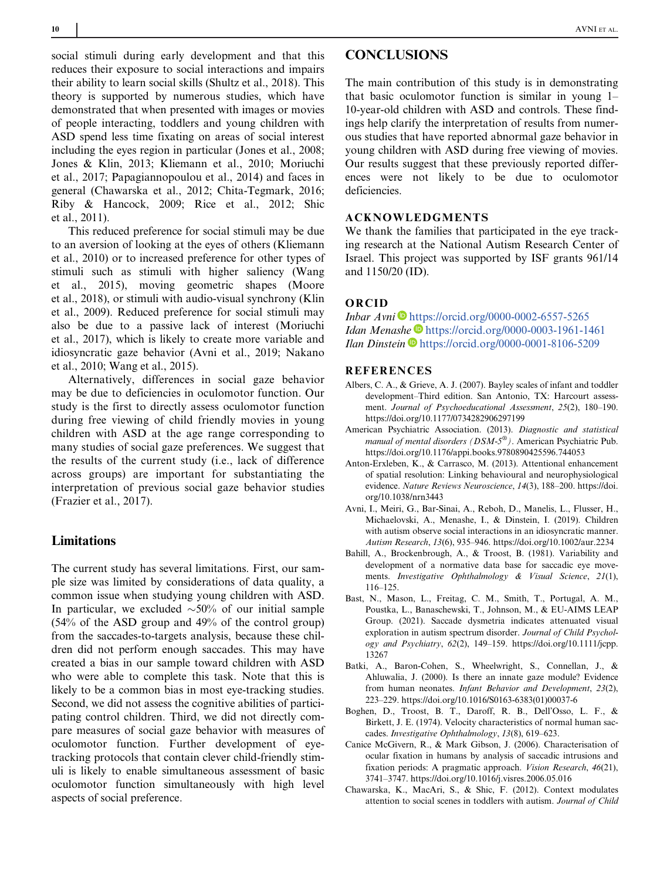social stimuli during early development and that this reduces their exposure to social interactions and impairs their ability to learn social skills (Shultz et al., 2018). This theory is supported by numerous studies, which have demonstrated that when presented with images or movies of people interacting, toddlers and young children with ASD spend less time fixating on areas of social interest including the eyes region in particular (Jones et al., 2008; Jones & Klin, 2013; Kliemann et al., 2010; Moriuchi et al., 2017; Papagiannopoulou et al., 2014) and faces in general (Chawarska et al., 2012; Chita-Tegmark, 2016; Riby & Hancock, 2009; Rice et al., 2012; Shic et al., 2011).

This reduced preference for social stimuli may be due to an aversion of looking at the eyes of others (Kliemann et al., 2010) or to increased preference for other types of stimuli such as stimuli with higher saliency (Wang et al., 2015), moving geometric shapes (Moore et al., 2018), or stimuli with audio-visual synchrony (Klin et al., 2009). Reduced preference for social stimuli may also be due to a passive lack of interest (Moriuchi et al., 2017), which is likely to create more variable and idiosyncratic gaze behavior (Avni et al., 2019; Nakano et al., 2010; Wang et al., 2015).

Alternatively, differences in social gaze behavior may be due to deficiencies in oculomotor function. Our study is the first to directly assess oculomotor function during free viewing of child friendly movies in young children with ASD at the age range corresponding to many studies of social gaze preferences. We suggest that the results of the current study (i.e., lack of difference across groups) are important for substantiating the interpretation of previous social gaze behavior studies (Frazier et al., 2017).

## Limitations

The current study has several limitations. First, our sample size was limited by considerations of data quality, a common issue when studying young children with ASD. In particular, we excluded ~50% of our initial sample (54% of the ASD group and 49% of the control group) from the saccades-to-targets analysis, because these children did not perform enough saccades. This may have created a bias in our sample toward children with ASD who were able to complete this task. Note that this is likely to be a common bias in most eye-tracking studies. Second, we did not assess the cognitive abilities of participating control children. Third, we did not directly compare measures of social gaze behavior with measures of oculomotor function. Further development of eye-tracking protocols that contain clever child-friendly stimuli is likely to enable simultaneous assessment of basic oculomotor function simultaneously with high level aspects of social preference.

# CONCLUSIONS

The main contribution of this study is in demonstrating that basic oculomotor function is similar in young 1–10-year-old children with ASD and controls. These findings help clarify the interpretation of results from numerous studies that have reported abnormal gaze behavior in young children with ASD during free viewing of movies. Our results suggest that these previously reported differences were not likely to be due to oculomotor deficiencies.

## ACKNOWLEDGMENTS

We thank the families that participated in the eye tracking research at the National Autism Research Center of Israel. This project was supported by ISF grants 961/14 and 1150/20 (ID).

## ORCID

*Inbar Avni* https://orcid.org/0000-0002-6557-5265
*Idan Menashe* https://orcid.org/0000-0003-1961-1461
*Ilan Dinstein* https://orcid.org/0000-0001-8106-5209

## REFERENCES

Albers, C. A., & Grieve, A. J. (2007). Bayley scales of infant and toddler development–Third edition. San Antonio, TX: Harcourt assessment. *Journal of Psychoeducational Assessment*, *25*(2), 180–190. https://doi.org/10.1177/0734282906297199

American Psychiatric Association. (2013). *Diagnostic and statistical manual of mental disorders (DSM-5®)*. American Psychiatric Pub. https://doi.org/10.1176/appi.books.9780890425596.744053

Anton-Erxleben, K., & Carrasco, M. (2013). Attentional enhancement of spatial resolution: Linking behavioural and neurophysiological evidence. *Nature Reviews Neuroscience*, *14*(3), 188–200. https://doi.org/10.1038/nrn3443

Avni, I., Meiri, G., Bar-Sinai, A., Reboh, D., Manelis, L., Flusser, H., Michaelovski, A., Menashe, I., & Dinstein, I. (2019). Children with autism observe social interactions in an idiosyncratic manner. *Autism Research*, *13*(6), 935–946. https://doi.org/10.1002/aur.2234

Bahill, A., Brockenbrough, A., & Troost, B. (1981). Variability and development of a normative data base for saccadic eye movements. *Investigative Ophthalmology & Visual Science*, *21*(1), 116–125.

Bast, N., Mason, L., Freitag, C. M., Smith, T., Portugal, A. M., Poustka, L., Banaschewski, T., Johnson, M., & EU-AIMS LEAP Group. (2021). Saccade dysmetria indicates attenuated visual exploration in autism spectrum disorder. *Journal of Child Psychology and Psychiatry*, *62*(2), 149–159. https://doi.org/10.1111/jcpp.13267

Batki, A., Baron-Cohen, S., Wheelwright, S., Connellan, J., & Ahluwalia, J. (2000). Is there an innate gaze module? Evidence from human neonates. *Infant Behavior and Development*, *23*(2), 223–229. https://doi.org/10.1016/S0163-6383(01)00037-6

Boghen, D., Troost, B. T., Daroff, R. B., Dell'Osso, L. F., & Birkett, J. E. (1974). Velocity characteristics of normal human saccades. *Investigative Ophthalmology*, *13*(8), 619–623.

Canice McGivern, R., & Mark Gibson, J. (2006). Characterisation of ocular fixation in humans by analysis of saccadic intrusions and fixation periods: A pragmatic approach. *Vision Research*, *46*(21), 3741–3747. https://doi.org/10.1016/j.visres.2006.05.016

Chawarska, K., MacAri, S., & Shic, F. (2012). Context modulates attention to social scenes in toddlers with autism. *Journal of Child*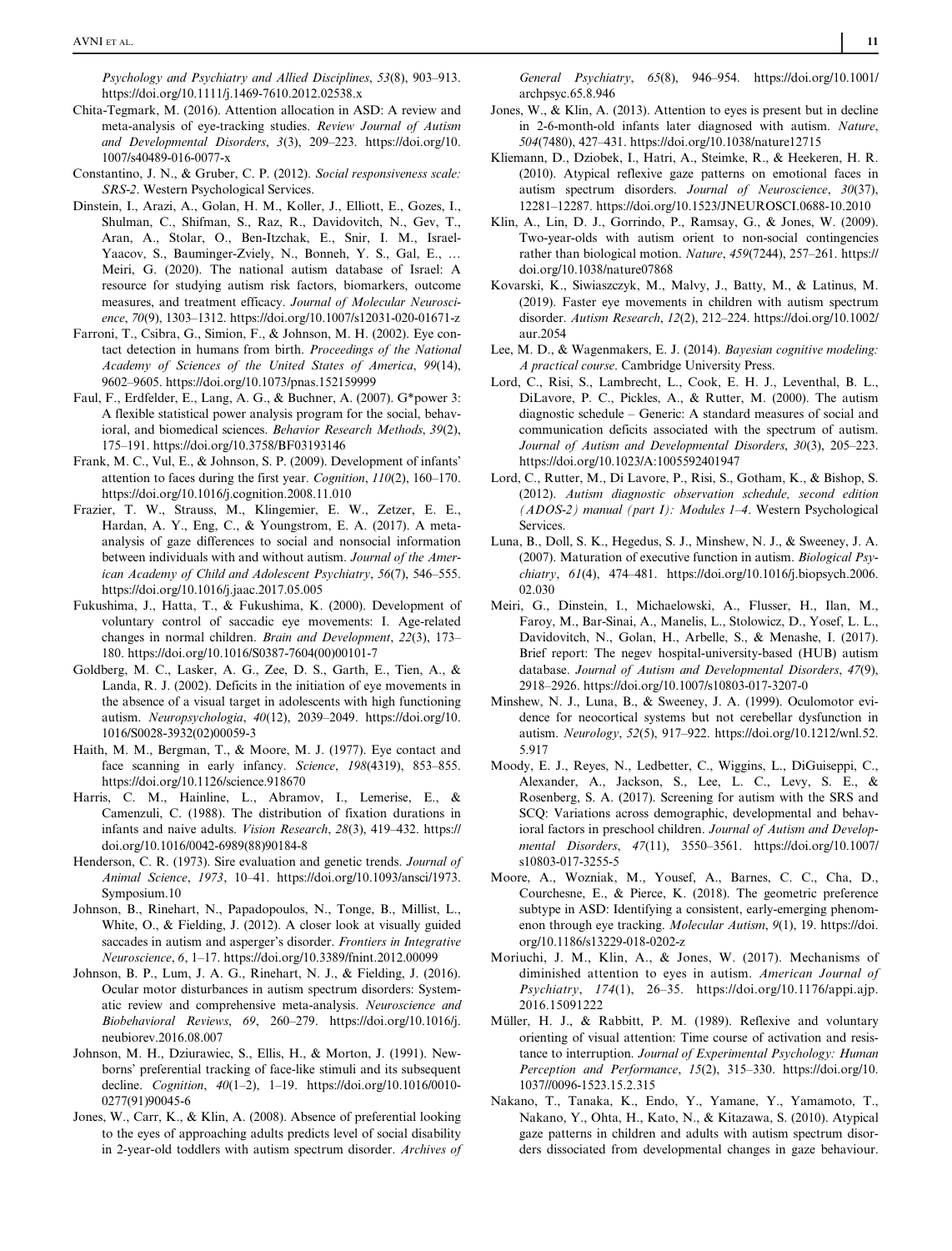*Psychology and Psychiatry and Allied Disciplines*, *53*(8), 903–913. https://doi.org/10.1111/j.1469-7610.2012.02538.x

Chita-Tegmark, M. (2016). Attention allocation in ASD: A review and meta-analysis of eye-tracking studies. *Review Journal of Autism and Developmental Disorders*, *3*(3), 209–223. https://doi.org/10.1007/s40489-016-0077-x

Constantino, J. N., & Gruber, C. P. (2012). *Social responsiveness scale: SRS-2*. Western Psychological Services.

Dinstein, I., Arazi, A., Golan, H. M., Koller, J., Elliott, E., Gozes, I., Shulman, C., Shifman, S., Raz, R., Davidovitch, N., Gev, T., Aran, A., Stolar, O., Ben-Itzchak, E., Snir, I. M., Israel-Yaacov, S., Bauminger-Zviely, N., Bonneh, Y. S., Gal, E., … Meiri, G. (2020). The national autism database of Israel: A resource for studying autism risk factors, biomarkers, outcome measures, and treatment efficacy. *Journal of Molecular Neuroscience*, *70*(9), 1303–1312. https://doi.org/10.1007/s12031-020-01671-z

Farroni, T., Csibra, G., Simion, F., & Johnson, M. H. (2002). Eye contact detection in humans from birth. *Proceedings of the National Academy of Sciences of the United States of America*, *99*(14), 9602–9605. https://doi.org/10.1073/pnas.152159999

Faul, F., Erdfelder, E., Lang, A. G., & Buchner, A. (2007). G*power 3: A flexible statistical power analysis program for the social, behavioral, and biomedical sciences. *Behavior Research Methods*, *39*(2), 175–191. https://doi.org/10.3758/BF03193146

Frank, M. C., Vul, E., & Johnson, S. P. (2009). Development of infants' attention to faces during the first year. *Cognition*, *110*(2), 160–170. https://doi.org/10.1016/j.cognition.2008.11.010

Frazier, T. W., Strauss, M., Klingemier, E. W., Zetzer, E. E., Hardan, A. Y., Eng, C., & Youngstrom, E. A. (2017). A meta-analysis of gaze differences to social and nonsocial information between individuals with and without autism. *Journal of the American Academy of Child and Adolescent Psychiatry*, *56*(7), 546–555. https://doi.org/10.1016/j.jaac.2017.05.005

Fukushima, J., Hatta, T., & Fukushima, K. (2000). Development of voluntary control of saccadic eye movements: I. Age-related changes in normal children. *Brain and Development*, *22*(3), 173–180. https://doi.org/10.1016/S0387-7604(00)00101-7

Goldberg, M. C., Lasker, A. G., Zee, D. S., Garth, E., Tien, A., & Landa, R. J. (2002). Deficits in the initiation of eye movements in the absence of a visual target in adolescents with high functioning autism. *Neuropsychologia*, *40*(12), 2039–2049. https://doi.org/10.1016/S0028-3932(02)00059-3

Haith, M. M., Bergman, T., & Moore, M. J. (1977). Eye contact and face scanning in early infancy. *Science*, *198*(4319), 853–855. https://doi.org/10.1126/science.918670

Harris, C. M., Hainline, L., Abramov, I., Lemerise, E., & Camenzuli, C. (1988). The distribution of fixation durations in infants and naive adults. *Vision Research*, *28*(3), 419–432. https://doi.org/10.1016/0042-6989(88)90184-8

Henderson, C. R. (1973). Sire evaluation and genetic trends. *Journal of Animal Science*, *1973*, 10–41. https://doi.org/10.1093/ansci/1973.Symposium.10

Johnson, B., Rinehart, N., Papadopoulos, N., Tonge, B., Millist, L., White, O., & Fielding, J. (2012). A closer look at visually guided saccades in autism and asperger's disorder. *Frontiers in Integrative Neuroscience*, *6*, 1–17. https://doi.org/10.3389/fnint.2012.00099

Johnson, B. P., Lum, J. A. G., Rinehart, N. J., & Fielding, J. (2016). Ocular motor disturbances in autism spectrum disorders: Systematic review and comprehensive meta-analysis. *Neuroscience and Biobehavioral Reviews*, *69*, 260–279. https://doi.org/10.1016/j.neubiorev.2016.08.007

Johnson, M. H., Dziurawiec, S., Ellis, H., & Morton, J. (1991). Newborns' preferential tracking of face-like stimuli and its subsequent decline. *Cognition*, *40*(1–2), 1–19. https://doi.org/10.1016/0010-0277(91)90045-6

Jones, W., Carr, K., & Klin, A. (2008). Absence of preferential looking to the eyes of approaching adults predicts level of social disability in 2-year-old toddlers with autism spectrum disorder. *Archives of General Psychiatry*, *65*(8), 946–954. https://doi.org/10.1001/archpsyc.65.8.946

Jones, W., & Klin, A. (2013). Attention to eyes is present but in decline in 2-6-month-old infants later diagnosed with autism. *Nature*, *504*(7480), 427–431. https://doi.org/10.1038/nature12715

Kliemann, D., Dziobek, I., Hatri, A., Steimke, R., & Heekeren, H. R. (2010). Atypical reflexive gaze patterns on emotional faces in autism spectrum disorders. *Journal of Neuroscience*, *30*(37), 12281–12287. https://doi.org/10.1523/JNEUROSCI.0688-10.2010

Klin, A., Lin, D. J., Gorrindo, P., Ramsay, G., & Jones, W. (2009). Two-year-olds with autism orient to non-social contingencies rather than biological motion. *Nature*, *459*(7244), 257–261. https://doi.org/10.1038/nature07868

Kovarski, K., Siwiaszczyk, M., Malvy, J., Batty, M., & Latinus, M. (2019). Faster eye movements in children with autism spectrum disorder. *Autism Research*, *12*(2), 212–224. https://doi.org/10.1002/aur.2054

Lee, M. D., & Wagenmakers, E. J. (2014). *Bayesian cognitive modeling: A practical course*. Cambridge University Press.

Lord, C., Risi, S., Lambrecht, L., Cook, E. H. J., Leventhal, B. L., DiLavore, P. C., Pickles, A., & Rutter, M. (2000). The autism diagnostic schedule – Generic: A standard measures of social and communication deficits associated with the spectrum of autism. *Journal of Autism and Developmental Disorders*, *30*(3), 205–223. https://doi.org/10.1023/A:1005592401947

Lord, C., Rutter, M., Di Lavore, P., Risi, S., Gotham, K., & Bishop, S. (2012). *Autism diagnostic observation schedule, second edition (ADOS-2) manual (part I): Modules 1–4*. Western Psychological Services.

Luna, B., Doll, S. K., Hegedus, S. J., Minshew, N. J., & Sweeney, J. A. (2007). Maturation of executive function in autism. *Biological Psychiatry*, *61*(4), 474–481. https://doi.org/10.1016/j.biopsych.2006.02.030

Meiri, G., Dinstein, I., Michaelowski, A., Flusser, H., Ilan, M., Faroy, M., Bar-Sinai, A., Manelis, L., Stolowicz, D., Yosef, L. L., Davidovitch, N., Golan, H., Arbelle, S., & Menashe, I. (2017). Brief report: The negev hospital-university-based (HUB) autism database. *Journal of Autism and Developmental Disorders*, *47*(9), 2918–2926. https://doi.org/10.1007/s10803-017-3207-0

Minshew, N. J., Luna, B., & Sweeney, J. A. (1999). Oculomotor evidence for neocortical systems but not cerebellar dysfunction in autism. *Neurology*, *52*(5), 917–922. https://doi.org/10.1212/wnl.52.5.917

Moody, E. J., Reyes, N., Ledbetter, C., Wiggins, L., DiGuiseppi, C., Alexander, A., Jackson, S., Lee, L. C., Levy, S. E., & Rosenberg, S. A. (2017). Screening for autism with the SRS and SCQ: Variations across demographic, developmental and behavioral factors in preschool children. *Journal of Autism and Developmental Disorders*, *47*(11), 3550–3561. https://doi.org/10.1007/s10803-017-3255-5

Moore, A., Wozniak, M., Yousef, A., Barnes, C. C., Cha, D., Courchesne, E., & Pierce, K. (2018). The geometric preference subtype in ASD: Identifying a consistent, early-emerging phenomenon through eye tracking. *Molecular Autism*, *9*(1), 19. https://doi.org/10.1186/s13229-018-0202-z

Moriuchi, J. M., Klin, A., & Jones, W. (2017). Mechanisms of diminished attention to eyes in autism. *American Journal of Psychiatry*, *174*(1), 26–35. https://doi.org/10.1176/appi.ajp.2016.15091222

Müller, H. J., & Rabbitt, P. M. (1989). Reflexive and voluntary orienting of visual attention: Time course of activation and resistance to interruption. *Journal of Experimental Psychology: Human Perception and Performance*, *15*(2), 315–330. https://doi.org/10.1037//0096-1523.15.2.315

Nakano, T., Tanaka, K., Endo, Y., Yamane, Y., Yamamoto, T., Nakano, Y., Ohta, H., Kato, N., & Kitazawa, S. (2010). Atypical gaze patterns in children and adults with autism spectrum disorders dissociated from developmental changes in gaze behaviour.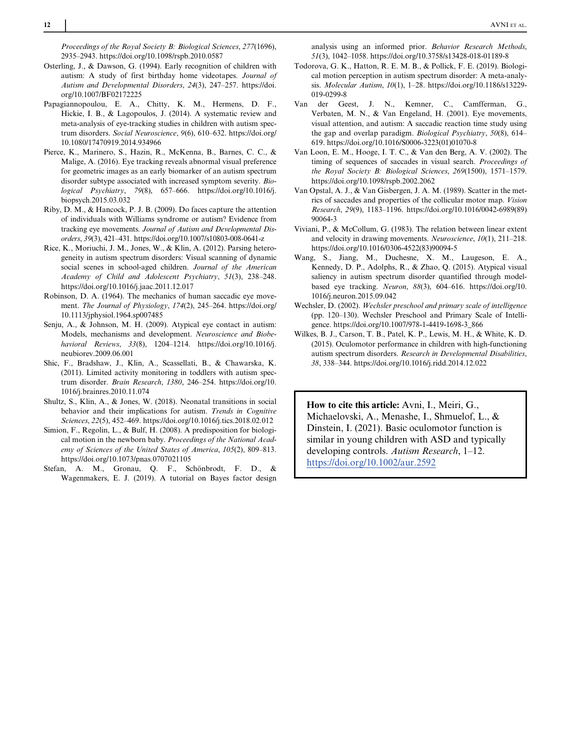*Proceedings of the Royal Society B: Biological Sciences*, *277*(1696), 2935–2943. https://doi.org/10.1098/rspb.2010.0587

Osterling, J., & Dawson, G. (1994). Early recognition of children with autism: A study of first birthday home videotapes. *Journal of Autism and Developmental Disorders*, *24*(3), 247–257. https://doi.org/10.1007/BF02172225

Papagiannopoulou, E. A., Chitty, K. M., Hermens, D. F., Hickie, I. B., & Lagopoulos, J. (2014). A systematic review and meta-analysis of eye-tracking studies in children with autism spectrum disorders. *Social Neuroscience*, *9*(6), 610–632. https://doi.org/10.1080/17470919.2014.934966

Pierce, K., Marinero, S., Hazin, R., McKenna, B., Barnes, C. C., & Malige, A. (2016). Eye tracking reveals abnormal visual preference for geometric images as an early biomarker of an autism spectrum disorder subtype associated with increased symptom severity. *Biological Psychiatry*, *79*(8), 657–666. https://doi.org/10.1016/j.biopsych.2015.03.032

Riby, D. M., & Hancock, P. J. B. (2009). Do faces capture the attention of individuals with Williams syndrome or autism? Evidence from tracking eye movements. *Journal of Autism and Developmental Disorders*, *39*(3), 421–431. https://doi.org/10.1007/s10803-008-0641-z

Rice, K., Moriuchi, J. M., Jones, W., & Klin, A. (2012). Parsing heterogeneity in autism spectrum disorders: Visual scanning of dynamic social scenes in school-aged children. *Journal of the American Academy of Child and Adolescent Psychiatry*, *51*(3), 238–248. https://doi.org/10.1016/j.jaac.2011.12.017

Robinson, D. A. (1964). The mechanics of human saccadic eye movement. *The Journal of Physiology*, *174*(2), 245–264. https://doi.org/10.1113/jphysiol.1964.sp007485

Senju, A., & Johnson, M. H. (2009). Atypical eye contact in autism: Models, mechanisms and development. *Neuroscience and Biobehavioral Reviews*, *33*(8), 1204–1214. https://doi.org/10.1016/j.neubiorev.2009.06.001

Shic, F., Bradshaw, J., Klin, A., Scassellati, B., & Chawarska, K. (2011). Limited activity monitoring in toddlers with autism spectrum disorder. *Brain Research*, *1380*, 246–254. https://doi.org/10.1016/j.brainres.2010.11.074

Shultz, S., Klin, A., & Jones, W. (2018). Neonatal transitions in social behavior and their implications for autism. *Trends in Cognitive Sciences*, *22*(5), 452–469. https://doi.org/10.1016/j.tics.2018.02.012

Simion, F., Regolin, L., & Bulf, H. (2008). A predisposition for biological motion in the newborn baby. *Proceedings of the National Academy of Sciences of the United States of America*, *105*(2), 809–813. https://doi.org/10.1073/pnas.0707021105

Stefan, A. M., Gronau, Q. F., Schönbrodt, F. D., & Wagenmakers, E. J. (2019). A tutorial on Bayes factor design analysis using an informed prior. *Behavior Research Methods*, *51*(3), 1042–1058. https://doi.org/10.3758/s13428-018-01189-8

Todorova, G. K., Hatton, R. E. M. B., & Pollick, F. E. (2019). Biological motion perception in autism spectrum disorder: A meta-analysis. *Molecular Autism*, *10*(1), 1–28. https://doi.org/10.1186/s13229-019-0299-8

Van der Geest, J. N., Kemner, C., Camfferman, G., Verbaten, M. N., & Van Engeland, H. (2001). Eye movements, visual attention, and autism: A saccadic reaction time study using the gap and overlap paradigm. *Biological Psychiatry*, *50*(8), 614–619. https://doi.org/10.1016/S0006-3223(01)01070-8

Van Loon, E. M., Hooge, I. T. C., & Van den Berg, A. V. (2002). The timing of sequences of saccades in visual search. *Proceedings of the Royal Society B: Biological Sciences*, *269*(1500), 1571–1579. https://doi.org/10.1098/rspb.2002.2062

Van Opstal, A. J., & Van Gisbergen, J. A. M. (1989). Scatter in the metrics of saccades and properties of the collicular motor map. *Vision Research*, *29*(9), 1183–1196. https://doi.org/10.1016/0042-6989(89)90064-3

Viviani, P., & McCollum, G. (1983). The relation between linear extent and velocity in drawing movements. *Neuroscience*, *10*(1), 211–218. https://doi.org/10.1016/0306-4522(83)90094-5

Wang, S., Jiang, M., Duchesne, X. M., Laugeson, E. A., Kennedy, D. P., Adolphs, R., & Zhao, Q. (2015). Atypical visual saliency in autism spectrum disorder quantified through model-based eye tracking. *Neuron*, *88*(3), 604–616. https://doi.org/10.1016/j.neuron.2015.09.042

Wechsler, D. (2002). *Wechsler preschool and primary scale of intelligence* (pp. 120–130). Wechsler Preschool and Primary Scale of Intelligence. https://doi.org/10.1007/978-1-4419-1698-3_866

Wilkes, B. J., Carson, T. B., Patel, K. P., Lewis, M. H., & White, K. D. (2015). Oculomotor performance in children with high-functioning autism spectrum disorders. *Research in Developmental Disabilities*, *38*, 338–344. https://doi.org/10.1016/j.ridd.2014.12.022

**How to cite this article:** Avni, I., Meiri, G., Michaelovski, A., Menashe, I., Shmuelof, L., & Dinstein, I. (2021). Basic oculomotor function is similar in young children with ASD and typically developing controls. *Autism Research*, 1–12. https://doi.org/10.1002/aur.2592